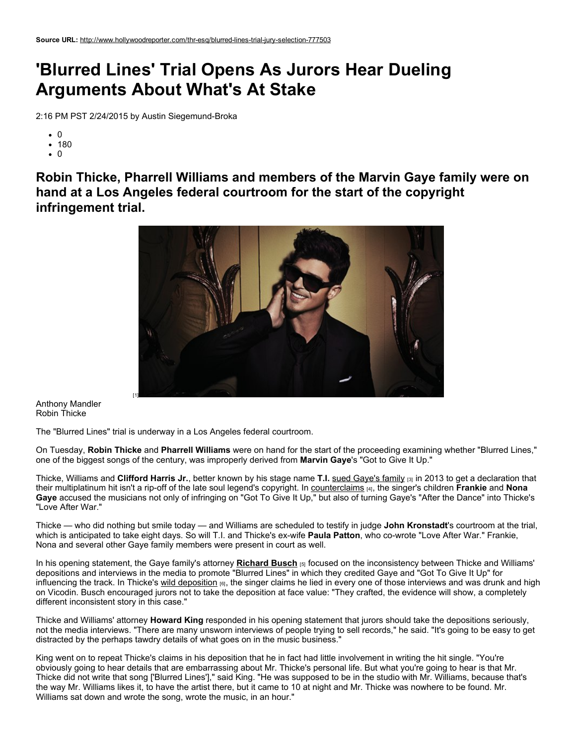**Source URL:** http://www.hollywoodreporter.com/thr-esq/blurred-lines-trial-jury-selection-777503

# 'Blurred Lines' Trial Opens As Jurors Hear Dueling Arguments About What's At Stake

2:16 PM PST 2/24/2015 by Austin Siegemund-Broka

- 0
- 180
- 0

## Robin Thicke, Pharrell Williams and members of the Marvin Gaye family were on hand at a Los Angeles federal courtroom for the start of the copyright infringement trial.

[1]

Anthony Mandler
Robin Thicke

The "Blurred Lines" trial is underway in a Los Angeles federal courtroom.

On Tuesday, **Robin Thicke** and **Pharrell Williams** were on hand for the start of the proceeding examining whether "Blurred Lines," one of the biggest songs of the century, was improperly derived from **Marvin Gaye**'s "Got to Give It Up."

Thicke, Williams and **Clifford Harris Jr.**, better known by his stage name **T.I.** sued Gaye's family [3] in 2013 to get a declaration that their multiplatinum hit isn't a rip-off of the late soul legend's copyright. In counterclaims [4], the singer's children **Frankie** and **Nona Gaye** accused the musicians not only of infringing on "Got To Give It Up," but also of turning Gaye's "After the Dance" into Thicke's "Love After War."

Thicke — who did nothing but smile today — and Williams are scheduled to testify in judge **John Kronstadt**'s courtroom at the trial, which is anticipated to take eight days. So will T.I. and Thicke's ex-wife **Paula Patton**, who co-wrote "Love After War." Frankie, Nona and several other Gaye family members were present in court as well.

In his opening statement, the Gaye family's attorney **Richard Busch** [5] focused on the inconsistency between Thicke and Williams' depositions and interviews in the media to promote "Blurred Lines" in which they credited Gaye and "Got To Give It Up" for influencing the track. In Thicke's wild deposition [6], the singer claims he lied in every one of those interviews and was drunk and high on Vicodin. Busch encouraged jurors not to take the deposition at face value: "They crafted, the evidence will show, a completely different inconsistent story in this case."

Thicke and Williams' attorney **Howard King** responded in his opening statement that jurors should take the depositions seriously, not the media interviews. "There are many unsworn interviews of people trying to sell records," he said. "It's going to be easy to get distracted by the perhaps tawdry details of what goes on in the music business."

King went on to repeat Thicke's claims in his deposition that he in fact had little involvement in writing the hit single. "You're obviously going to hear details that are embarrassing about Mr. Thicke's personal life. But what you're going to hear is that Mr. Thicke did not write that song ['Blurred Lines']," said King. "He was supposed to be in the studio with Mr. Williams, because that's the way Mr. Williams likes it, to have the artist there, but it came to 10 at night and Mr. Thicke was nowhere to be found. Mr. Williams sat down and wrote the song, wrote the music, in an hour."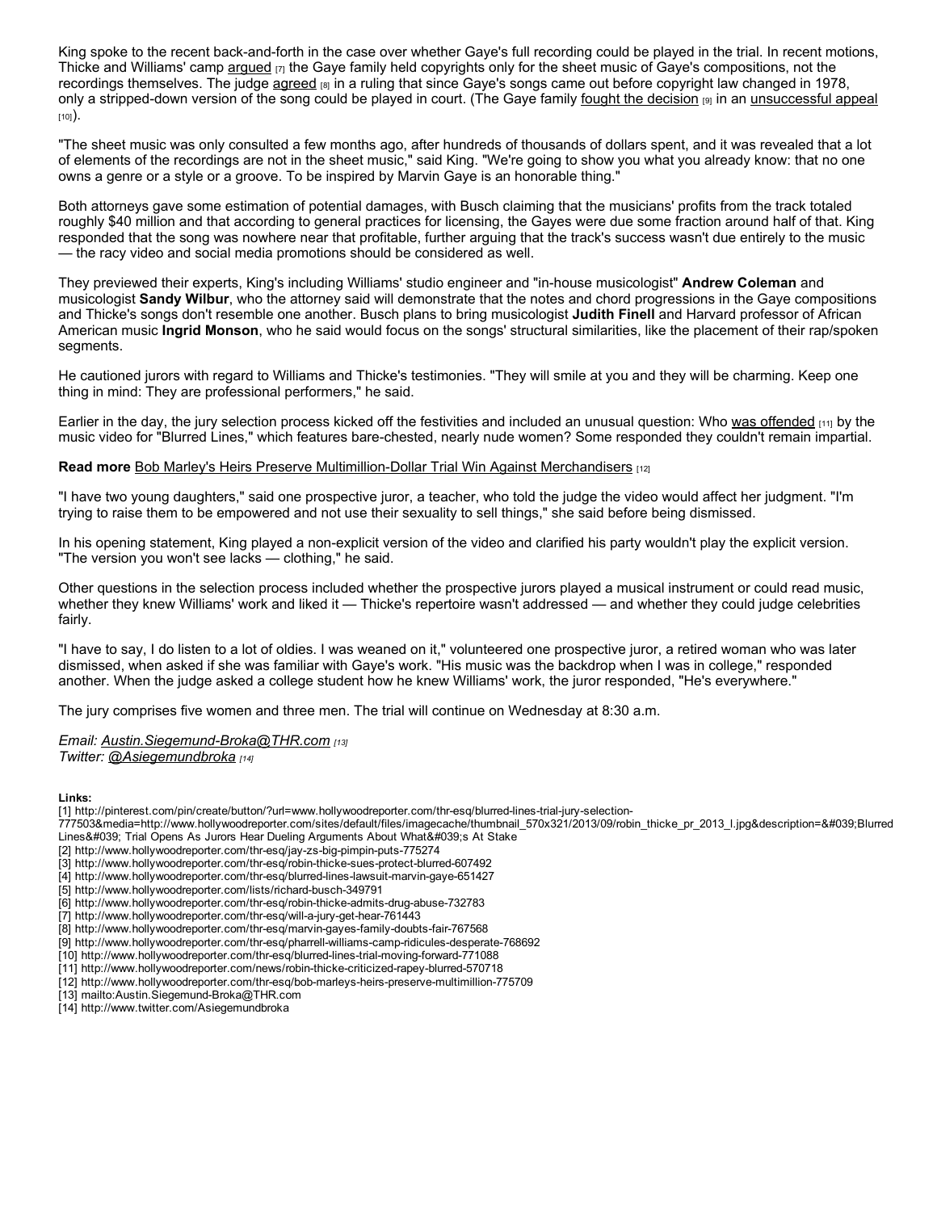King spoke to the recent back-and-forth in the case over whether Gaye's full recording could be played in the trial. In recent motions, Thicke and Williams' camp argued [7] the Gaye family held copyrights only for the sheet music of Gaye's compositions, not the recordings themselves. The judge agreed [8] in a ruling that since Gaye's songs came out before copyright law changed in 1978, only a stripped-down version of the song could be played in court. (The Gaye family fought the decision [9] in an unsuccessful appeal [10]).

"The sheet music was only consulted a few months ago, after hundreds of thousands of dollars spent, and it was revealed that a lot of elements of the recordings are not in the sheet music," said King. "We're going to show you what you already know: that no one owns a genre or a style or a groove. To be inspired by Marvin Gaye is an honorable thing."

Both attorneys gave some estimation of potential damages, with Busch claiming that the musicians' profits from the track totaled roughly $40 million and that according to general practices for licensing, the Gayes were due some fraction around half of that. King responded that the song was nowhere near that profitable, further arguing that the track's success wasn't due entirely to the music — the racy video and social media promotions should be considered as well.

They previewed their experts, King's including Williams' studio engineer and "in-house musicologist" **Andrew Coleman** and musicologist **Sandy Wilbur**, who the attorney said will demonstrate that the notes and chord progressions in the Gaye compositions and Thicke's songs don't resemble one another. Busch plans to bring musicologist **Judith Finell** and Harvard professor of African American music **Ingrid Monson**, who he said would focus on the songs' structural similarities, like the placement of their rap/spoken segments.

He cautioned jurors with regard to Williams and Thicke's testimonies. "They will smile at you and they will be charming. Keep one thing in mind: They are professional performers," he said.

Earlier in the day, the jury selection process kicked off the festivities and included an unusual question: Who was offended [11] by the music video for "Blurred Lines," which features bare-chested, nearly nude women? Some responded they couldn't remain impartial.

**Read more** Bob Marley's Heirs Preserve Multimillion-Dollar Trial Win Against Merchandisers [12]

"I have two young daughters," said one prospective juror, a teacher, who told the judge the video would affect her judgment. "I'm trying to raise them to be empowered and not use their sexuality to sell things," she said before being dismissed.

In his opening statement, King played a non-explicit version of the video and clarified his party wouldn't play the explicit version. "The version you won't see lacks — clothing," he said.

Other questions in the selection process included whether the prospective jurors played a musical instrument or could read music, whether they knew Williams' work and liked it — Thicke's repertoire wasn't addressed — and whether they could judge celebrities fairly.

"I have to say, I do listen to a lot of oldies. I was weaned on it," volunteered one prospective juror, a retired woman who was later dismissed, when asked if she was familiar with Gaye's work. "His music was the backdrop when I was in college," responded another. When the judge asked a college student how he knew Williams' work, the juror responded, "He's everywhere."

The jury comprises five women and three men. The trial will continue on Wednesday at 8:30 a.m.

*Email: Austin.Siegemund-Broka@THR.com [13]*
*Twitter: @Asiegemundbroka [14]*

**Links:**
[1] http://pinterest.com/pin/create/button/?url=www.hollywoodreporter.com/thr-esq/blurred-lines-trial-jury-selection-777503&media=http://www.hollywoodreporter.com/sites/default/files/imagecache/thumbnail_570x321/2013/09/robin_thicke_pr_2013_l.jpg&description=&#039;Blurred Lines&#039; Trial Opens As Jurors Hear Dueling Arguments About What&#039;s At Stake
[2] http://www.hollywoodreporter.com/thr-esq/jay-zs-big-pimpin-puts-775274
[3] http://www.hollywoodreporter.com/thr-esq/robin-thicke-sues-protect-blurred-607492
[4] http://www.hollywoodreporter.com/thr-esq/blurred-lines-lawsuit-marvin-gaye-651427
[5] http://www.hollywoodreporter.com/lists/richard-busch-349791
[6] http://www.hollywoodreporter.com/thr-esq/robin-thicke-admits-drug-abuse-732783
[7] http://www.hollywoodreporter.com/thr-esq/will-a-jury-get-hear-761443
[8] http://www.hollywoodreporter.com/thr-esq/marvin-gayes-family-doubts-fair-767568
[9] http://www.hollywoodreporter.com/thr-esq/pharrell-williams-camp-ridicules-desperate-768692
[10] http://www.hollywoodreporter.com/thr-esq/blurred-lines-trial-moving-forward-771088
[11] http://www.hollywoodreporter.com/news/robin-thicke-criticized-rapey-blurred-570718
[12] http://www.hollywoodreporter.com/thr-esq/bob-marleys-heirs-preserve-multimillion-775709
[13] mailto:Austin.Siegemund-Broka@THR.com
[14] http://www.twitter.com/Asiegemundbroka